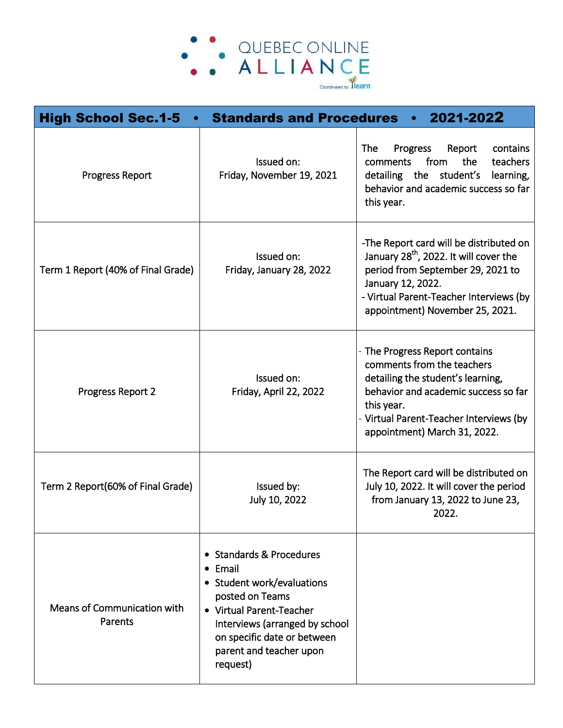QUEBEC ONLINE ALLIANCE

Coordinated by ilearn

| High School Sec.1-5 • Standards and Procedures • 2021-2022 | | |
|---|---|---|
| Progress Report | Issued on: Friday, November 19, 2021 | The Progress Report contains comments from the teachers detailing the student's learning, behavior and academic success so far this year. |
| Term 1 Report (40% of Final Grade) | Issued on: Friday, January 28, 2022 | -The Report card will be distributed on January 28th, 2022. It will cover the period from September 29, 2021 to January 12, 2022.<br>- Virtual Parent-Teacher Interviews (by appointment) November 25, 2021. |
| Progress Report 2 | Issued on: Friday, April 22, 2022 | - The Progress Report contains comments from the teachers detailing the student's learning, behavior and academic success so far this year.<br>- Virtual Parent-Teacher Interviews (by appointment) March 31, 2022. |
| Term 2 Report(60% of Final Grade) | Issued by: July 10, 2022 | The Report card will be distributed on July 10, 2022. It will cover the period from January 13, 2022 to June 23, 2022. |
| Means of Communication with Parents | • Standards & Procedures<br>• Email<br>• Student work/evaluations posted on Teams<br>• Virtual Parent-Teacher Interviews (arranged by school on specific date or between parent and teacher upon request) | |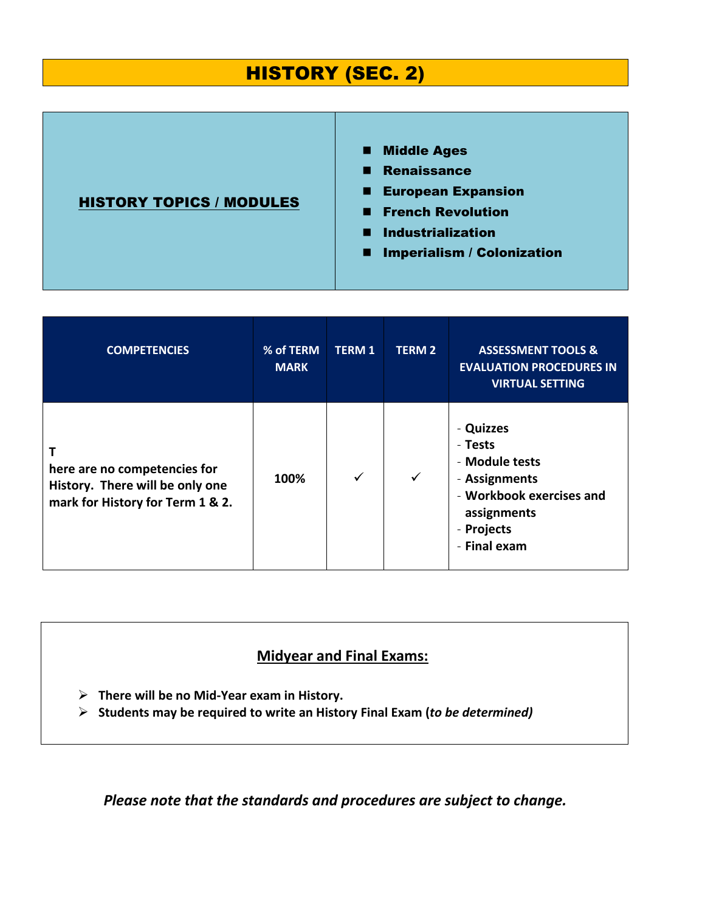# HISTORY (SEC. 2)

| | |
|---|---|
| **HISTORY TOPICS / MODULES** | ■ **Middle Ages**<br>■ **Renaissance**<br>■ **European Expansion**<br>■ **French Revolution**<br>■ **Industrialization**<br>■ **Imperialism / Colonization** |

| COMPETENCIES | % of TERM MARK | TERM 1 | TERM 2 | ASSESSMENT TOOLS & EVALUATION PROCEDURES IN VIRTUAL SETTING |
|---|---|---|---|---|
| **T<br>here are no competencies for History. There will be only one mark for History for Term 1 & 2.** | **100%** | ✓ | ✓ | - **Quizzes**<br>- **Tests**<br>- **Module tests**<br>- **Assignments**<br>- **Workbook exercises and assignments**<br>- **Projects**<br>- **Final exam** |

**Midyear and Final Exams:**

- **There will be no Mid-Year exam in History.**
- **Students may be required to write an History Final Exam (*to be determined)***

***Please note that the standards and procedures are subject to change.***